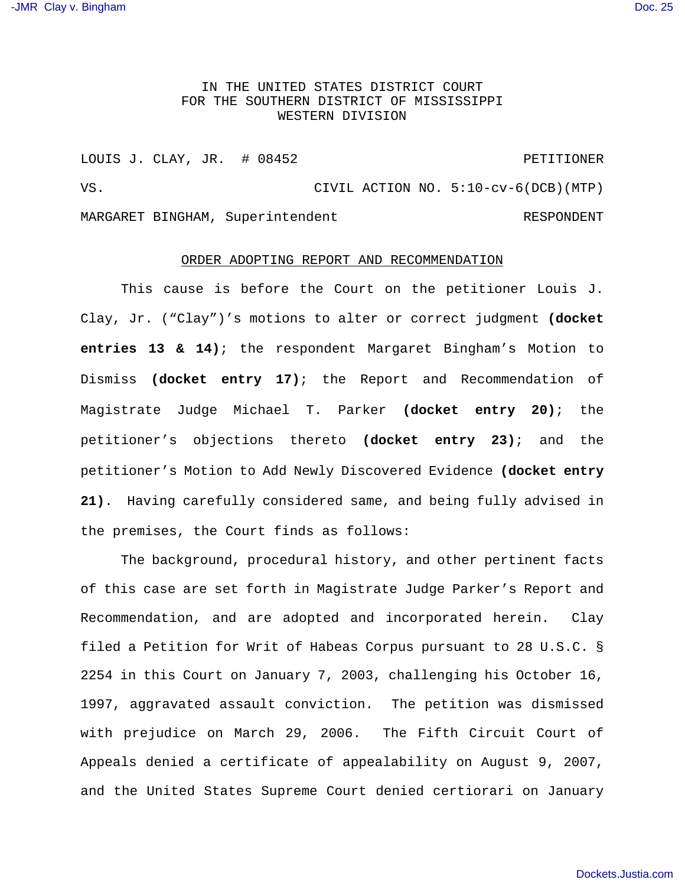IN THE UNITED STATES DISTRICT COURT
FOR THE SOUTHERN DISTRICT OF MISSISSIPPI
WESTERN DIVISION

LOUIS J. CLAY, JR. # 08452 PETITIONER

VS. CIVIL ACTION NO. 5:10-cv-6(DCB)(MTP)

MARGARET BINGHAM, Superintendent RESPONDENT

## ORDER ADOPTING REPORT AND RECOMMENDATION

This cause is before the Court on the petitioner Louis J. Clay, Jr. ("Clay")'s motions to alter or correct judgment **(docket entries 13 & 14)**; the respondent Margaret Bingham's Motion to Dismiss **(docket entry 17)**; the Report and Recommendation of Magistrate Judge Michael T. Parker **(docket entry 20)**; the petitioner's objections thereto **(docket entry 23)**; and the petitioner's Motion to Add Newly Discovered Evidence **(docket entry 21)**. Having carefully considered same, and being fully advised in the premises, the Court finds as follows:

The background, procedural history, and other pertinent facts of this case are set forth in Magistrate Judge Parker's Report and Recommendation, and are adopted and incorporated herein. Clay filed a Petition for Writ of Habeas Corpus pursuant to 28 U.S.C. § 2254 in this Court on January 7, 2003, challenging his October 16, 1997, aggravated assault conviction. The petition was dismissed with prejudice on March 29, 2006. The Fifth Circuit Court of Appeals denied a certificate of appealability on August 9, 2007, and the United States Supreme Court denied certiorari on January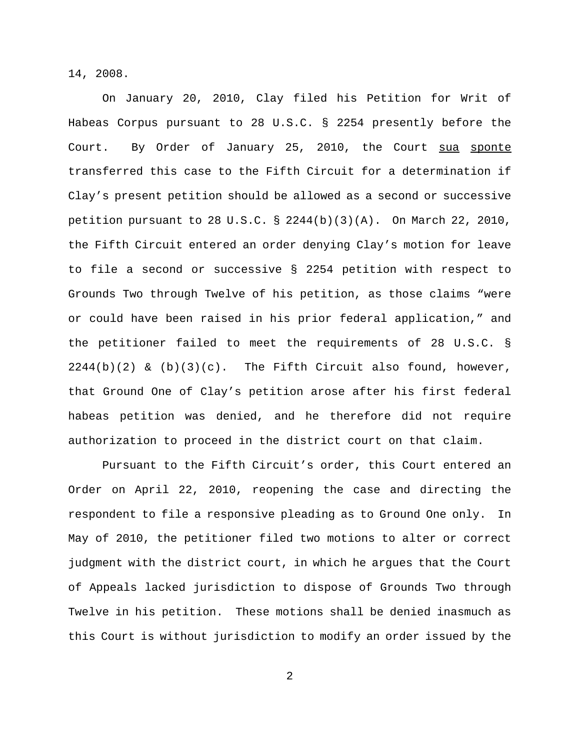14, 2008.

On January 20, 2010, Clay filed his Petition for Writ of Habeas Corpus pursuant to 28 U.S.C. § 2254 presently before the Court. By Order of January 25, 2010, the Court sua sponte transferred this case to the Fifth Circuit for a determination if Clay's present petition should be allowed as a second or successive petition pursuant to 28 U.S.C. § 2244(b)(3)(A). On March 22, 2010, the Fifth Circuit entered an order denying Clay's motion for leave to file a second or successive § 2254 petition with respect to Grounds Two through Twelve of his petition, as those claims "were or could have been raised in his prior federal application," and the petitioner failed to meet the requirements of 28 U.S.C. § 2244(b)(2) & (b)(3)(c). The Fifth Circuit also found, however, that Ground One of Clay's petition arose after his first federal habeas petition was denied, and he therefore did not require authorization to proceed in the district court on that claim.

Pursuant to the Fifth Circuit's order, this Court entered an Order on April 22, 2010, reopening the case and directing the respondent to file a responsive pleading as to Ground One only. In May of 2010, the petitioner filed two motions to alter or correct judgment with the district court, in which he argues that the Court of Appeals lacked jurisdiction to dispose of Grounds Two through Twelve in his petition. These motions shall be denied inasmuch as this Court is without jurisdiction to modify an order issued by the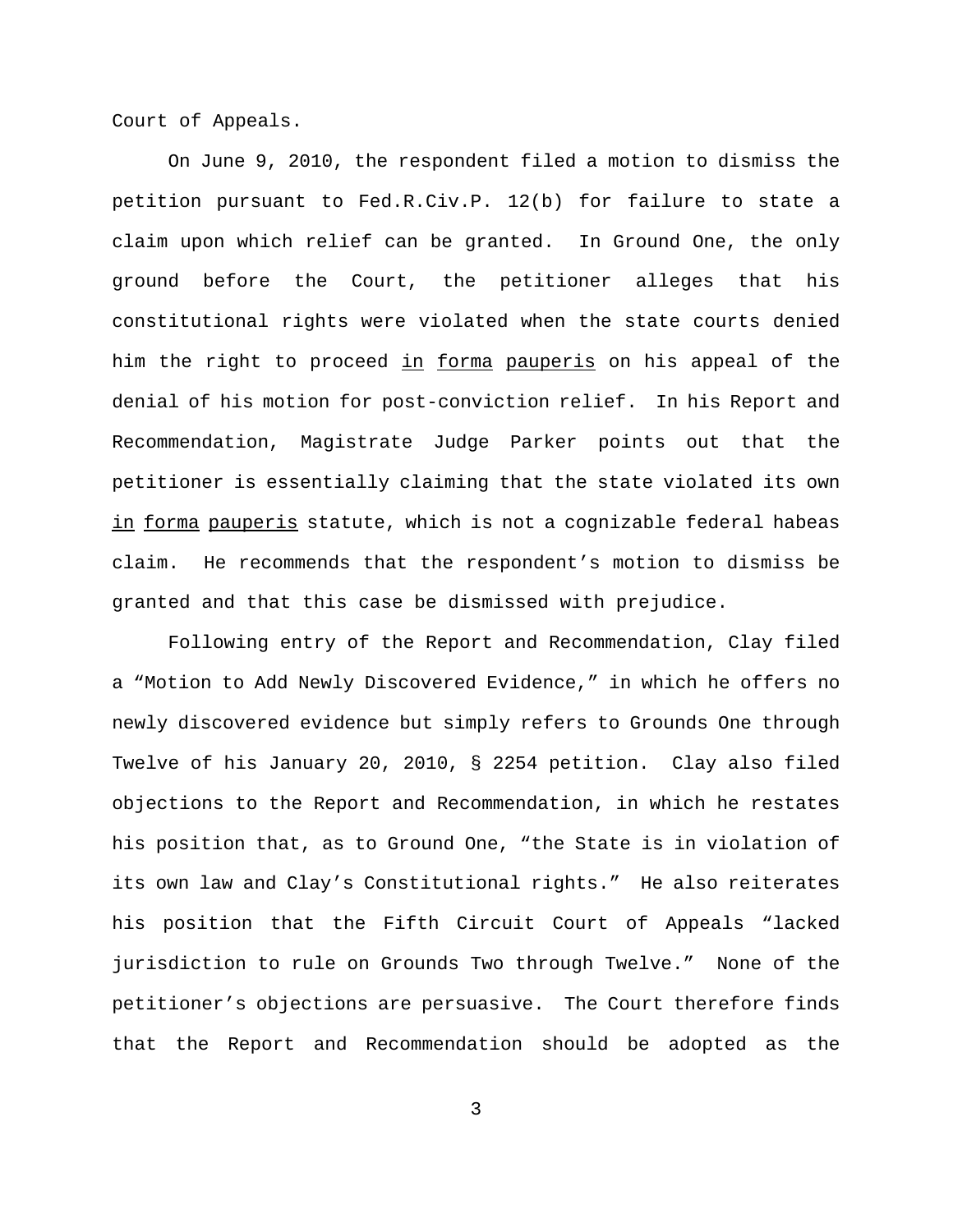Court of Appeals.

On June 9, 2010, the respondent filed a motion to dismiss the petition pursuant to Fed.R.Civ.P. 12(b) for failure to state a claim upon which relief can be granted. In Ground One, the only ground before the Court, the petitioner alleges that his constitutional rights were violated when the state courts denied him the right to proceed in forma pauperis on his appeal of the denial of his motion for post-conviction relief. In his Report and Recommendation, Magistrate Judge Parker points out that the petitioner is essentially claiming that the state violated its own in forma pauperis statute, which is not a cognizable federal habeas claim. He recommends that the respondent's motion to dismiss be granted and that this case be dismissed with prejudice.

Following entry of the Report and Recommendation, Clay filed a "Motion to Add Newly Discovered Evidence," in which he offers no newly discovered evidence but simply refers to Grounds One through Twelve of his January 20, 2010, § 2254 petition. Clay also filed objections to the Report and Recommendation, in which he restates his position that, as to Ground One, "the State is in violation of its own law and Clay's Constitutional rights." He also reiterates his position that the Fifth Circuit Court of Appeals "lacked jurisdiction to rule on Grounds Two through Twelve." None of the petitioner's objections are persuasive. The Court therefore finds that the Report and Recommendation should be adopted as the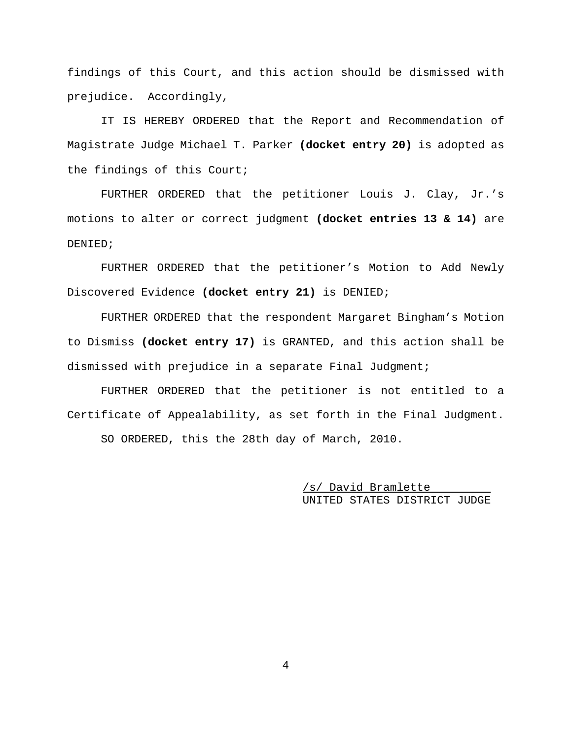findings of this Court, and this action should be dismissed with prejudice. Accordingly,

IT IS HEREBY ORDERED that the Report and Recommendation of Magistrate Judge Michael T. Parker **(docket entry 20)** is adopted as the findings of this Court;

FURTHER ORDERED that the petitioner Louis J. Clay, Jr.'s motions to alter or correct judgment **(docket entries 13 & 14)** are DENIED;

FURTHER ORDERED that the petitioner's Motion to Add Newly Discovered Evidence **(docket entry 21)** is DENIED;

FURTHER ORDERED that the respondent Margaret Bingham's Motion to Dismiss **(docket entry 17)** is GRANTED, and this action shall be dismissed with prejudice in a separate Final Judgment;

FURTHER ORDERED that the petitioner is not entitled to a Certificate of Appealability, as set forth in the Final Judgment.

SO ORDERED, this the 28th day of March, 2010.

/s/ David Bramlette
UNITED STATES DISTRICT JUDGE